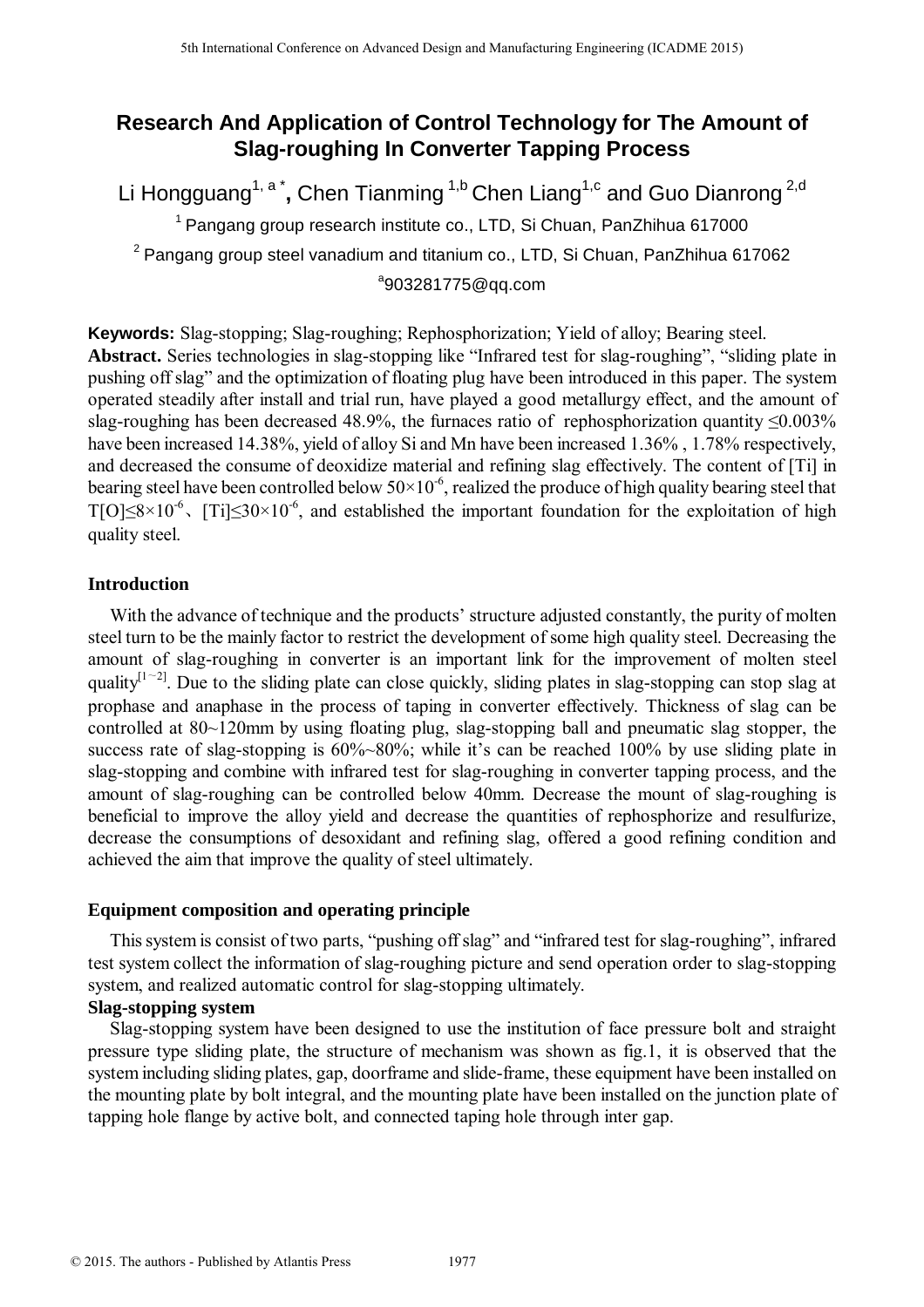# Research And Application of Control Technology for The Amount of Slag-roughing In Converter Tapping Process

Li Hongguang[1, a *], Chen Tianming [1,b] Chen Liang[1,c] and Guo Dianrong [2,d]

[1] Pangang group research institute co., LTD, Si Chuan, PanZhihua 617000

[2] Pangang group steel vanadium and titanium co., LTD, Si Chuan, PanZhihua 617062

[a]903281775@qq.com

**Keywords:** Slag-stopping; Slag-roughing; Rephosphorization; Yield of alloy; Bearing steel.

**Abstract.** Series technologies in slag-stopping like "Infrared test for slag-roughing", "sliding plate in pushing off slag" and the optimization of floating plug have been introduced in this paper. The system operated steadily after install and trial run, have played a good metallurgy effect, and the amount of slag-roughing has been decreased 48.9%, the furnaces ratio of rephosphorization quantity ≤0.003% have been increased 14.38%, yield of alloy Si and Mn have been increased 1.36% , 1.78% respectively, and decreased the consume of deoxidize material and refining slag effectively. The content of [Ti] in bearing steel have been controlled below $50\times10^{-6}$, realized the produce of high quality bearing steel that $T[O]\leq8\times10^{-6}$、$[Ti]\leq30\times10^{-6}$, and established the important foundation for the exploitation of high quality steel.

## Introduction

With the advance of technique and the products' structure adjusted constantly, the purity of molten steel turn to be the mainly factor to restrict the development of some high quality steel. Decreasing the amount of slag-roughing in converter is an important link for the improvement of molten steel quality[1~2]. Due to the sliding plate can close quickly, sliding plates in slag-stopping can stop slag at prophase and anaphase in the process of taping in converter effectively. Thickness of slag can be controlled at 80~120mm by using floating plug, slag-stopping ball and pneumatic slag stopper, the success rate of slag-stopping is 60%~80%; while it's can be reached 100% by use sliding plate in slag-stopping and combine with infrared test for slag-roughing in converter tapping process, and the amount of slag-roughing can be controlled below 40mm. Decrease the mount of slag-roughing is beneficial to improve the alloy yield and decrease the quantities of rephosphorize and resulfurize, decrease the consumptions of desoxidant and refining slag, offered a good refining condition and achieved the aim that improve the quality of steel ultimately.

## Equipment composition and operating principle

This system is consist of two parts, "pushing off slag" and "infrared test for slag-roughing", infrared test system collect the information of slag-roughing picture and send operation order to slag-stopping system, and realized automatic control for slag-stopping ultimately.

### Slag-stopping system

Slag-stopping system have been designed to use the institution of face pressure bolt and straight pressure type sliding plate, the structure of mechanism was shown as fig.1, it is observed that the system including sliding plates, gap, doorframe and slide-frame, these equipment have been installed on the mounting plate by bolt integral, and the mounting plate have been installed on the junction plate of tapping hole flange by active bolt, and connected taping hole through inter gap.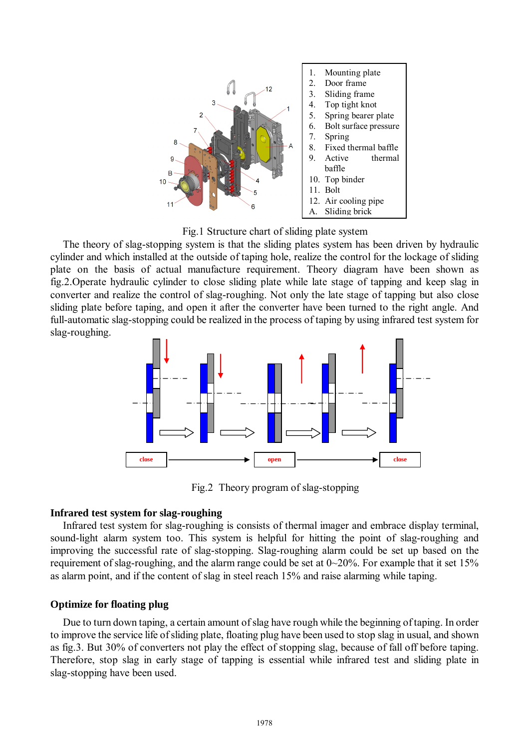1. Mounting plate
2. Door frame
3. Sliding frame
4. Top tight knot
5. Spring bearer plate
6. Bolt surface pressure
7. Spring
8. Fixed thermal baffle
9. Active thermal baffle
10. Top binder
11. Bolt
12. Air cooling pipe
A. Sliding brick

Fig.1 Structure chart of sliding plate system

The theory of slag-stopping system is that the sliding plates system has been driven by hydraulic cylinder and which installed at the outside of taping hole, realize the control for the lockage of sliding plate on the basis of actual manufacture requirement. Theory diagram have been shown as fig.2.Operate hydraulic cylinder to close sliding plate while late stage of tapping and keep slag in converter and realize the control of slag-roughing. Not only the late stage of tapping but also close sliding plate before taping, and open it after the converter have been turned to the right angle. And full-automatic slag-stopping could be realized in the process of taping by using infrared test system for slag-roughing.

close → open → close

Fig.2 Theory program of slag-stopping

## Infrared test system for slag-roughing

Infrared test system for slag-roughing is consists of thermal imager and embrace display terminal, sound-light alarm system too. This system is helpful for hitting the point of slag-roughing and improving the successful rate of slag-stopping. Slag-roughing alarm could be set up based on the requirement of slag-roughing, and the alarm range could be set at 0~20%. For example that it set 15% as alarm point, and if the content of slag in steel reach 15% and raise alarming while taping.

## Optimize for floating plug

Due to turn down taping, a certain amount of slag have rough while the beginning of taping. In order to improve the service life of sliding plate, floating plug have been used to stop slag in usual, and shown as fig.3. But 30% of converters not play the effect of stopping slag, because of fall off before taping. Therefore, stop slag in early stage of tapping is essential while infrared test and sliding plate in slag-stopping have been used.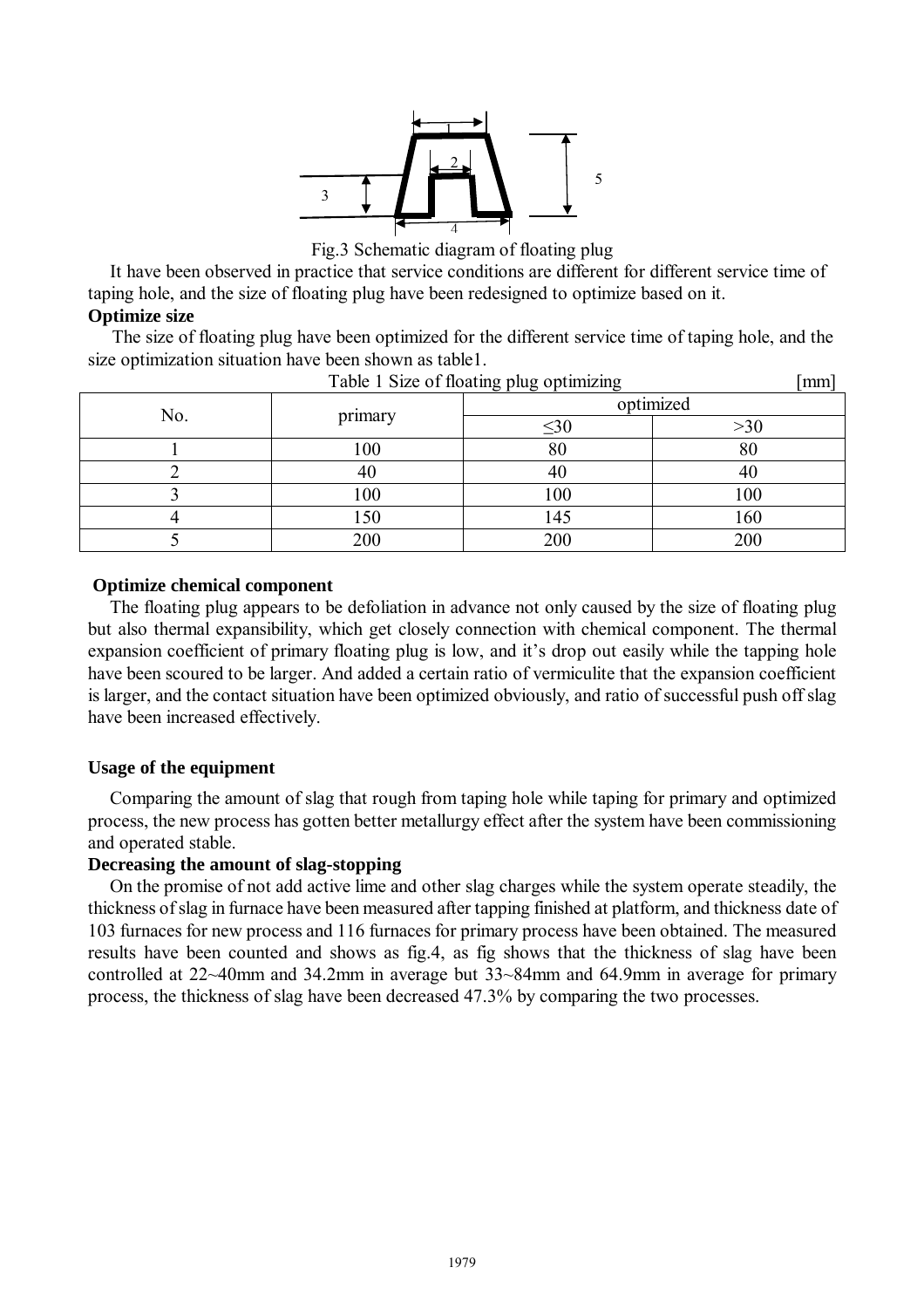Fig.3 Schematic diagram of floating plug

It have been observed in practice that service conditions are different for different service time of taping hole, and the size of floating plug have been redesigned to optimize based on it.

**Optimize size**

The size of floating plug have been optimized for the different service time of taping hole, and the size optimization situation have been shown as table1.

Table 1 Size of floating plug optimizing [mm]

| No. | primary | optimized | |
|---|---|---|---|
| | | ≤30 | >30 |
| 1 | 100 | 80 | 80 |
| 2 | 40 | 40 | 40 |
| 3 | 100 | 100 | 100 |
| 4 | 150 | 145 | 160 |
| 5 | 200 | 200 | 200 |

**Optimize chemical component**

The floating plug appears to be defoliation in advance not only caused by the size of floating plug but also thermal expansibility, which get closely connection with chemical component. The thermal expansion coefficient of primary floating plug is low, and it's drop out easily while the tapping hole have been scoured to be larger. And added a certain ratio of vermiculite that the expansion coefficient is larger, and the contact situation have been optimized obviously, and ratio of successful push off slag have been increased effectively.

**Usage of the equipment**

Comparing the amount of slag that rough from taping hole while taping for primary and optimized process, the new process has gotten better metallurgy effect after the system have been commissioning and operated stable.

**Decreasing the amount of slag-stopping**

On the promise of not add active lime and other slag charges while the system operate steadily, the thickness of slag in furnace have been measured after tapping finished at platform, and thickness date of 103 furnaces for new process and 116 furnaces for primary process have been obtained. The measured results have been counted and shows as fig.4, as fig shows that the thickness of slag have been controlled at 22~40mm and 34.2mm in average but 33~84mm and 64.9mm in average for primary process, the thickness of slag have been decreased 47.3% by comparing the two processes.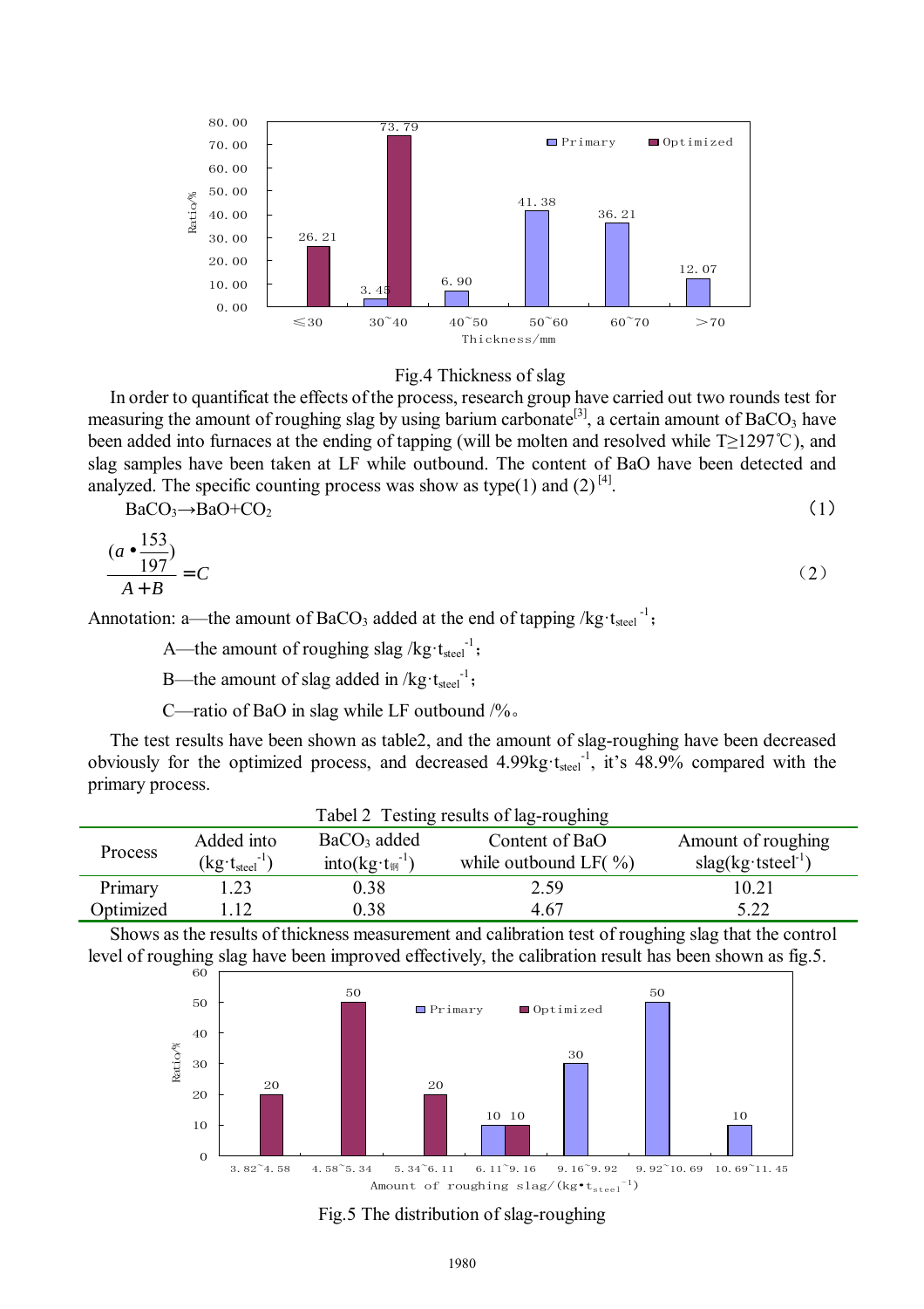Fig.4 Thickness of slag

In order to quantificat the effects of the process, research group have carried out two rounds test for measuring the amount of roughing slag by using barium carbonate[3], a certain amount of $BaCO_3$ have been added into furnaces at the ending of tapping (will be molten and resolved while T≥1297℃), and slag samples have been taken at LF while outbound. The content of BaO have been detected and analyzed. The specific counting process was show as type(1) and (2) [4].

$$BaCO_3 \rightarrow BaO + CO_2 \qquad (1)$$

$$\frac{(a \bullet \frac{153}{197})}{A+B} = C \qquad (2)$$

Annotation: a—the amount of $BaCO_3$ added at the end of tapping /$kg \cdot t_{steel}^{-1}$;

A—the amount of roughing slag /$kg \cdot t_{steel}^{-1}$;

B—the amount of slag added in /$kg \cdot t_{steel}^{-1}$;

C—ratio of BaO in slag while LF outbound /%。

The test results have been shown as table2, and the amount of slag-roughing have been decreased obviously for the optimized process, and decreased 4.99$kg \cdot t_{steel}^{-1}$, it's 48.9% compared with the primary process.

Tabel 2 Testing results of lag-roughing

| Process | Added into ($kg \cdot t_{steel}^{-1}$) | $BaCO_3$ added into($kg \cdot t_{钢}^{-1}$) | Content of BaO while outbound LF( %) | Amount of roughing slag($kg \cdot tsteel^{-1}$) |
|---|---|---|---|---|
| Primary | 1.23 | 0.38 | 2.59 | 10.21 |
| Optimized | 1.12 | 0.38 | 4.67 | 5.22 |

Shows as the results of thickness measurement and calibration test of roughing slag that the control level of roughing slag have been improved effectively, the calibration result has been shown as fig.5.

Fig.5 The distribution of slag-roughing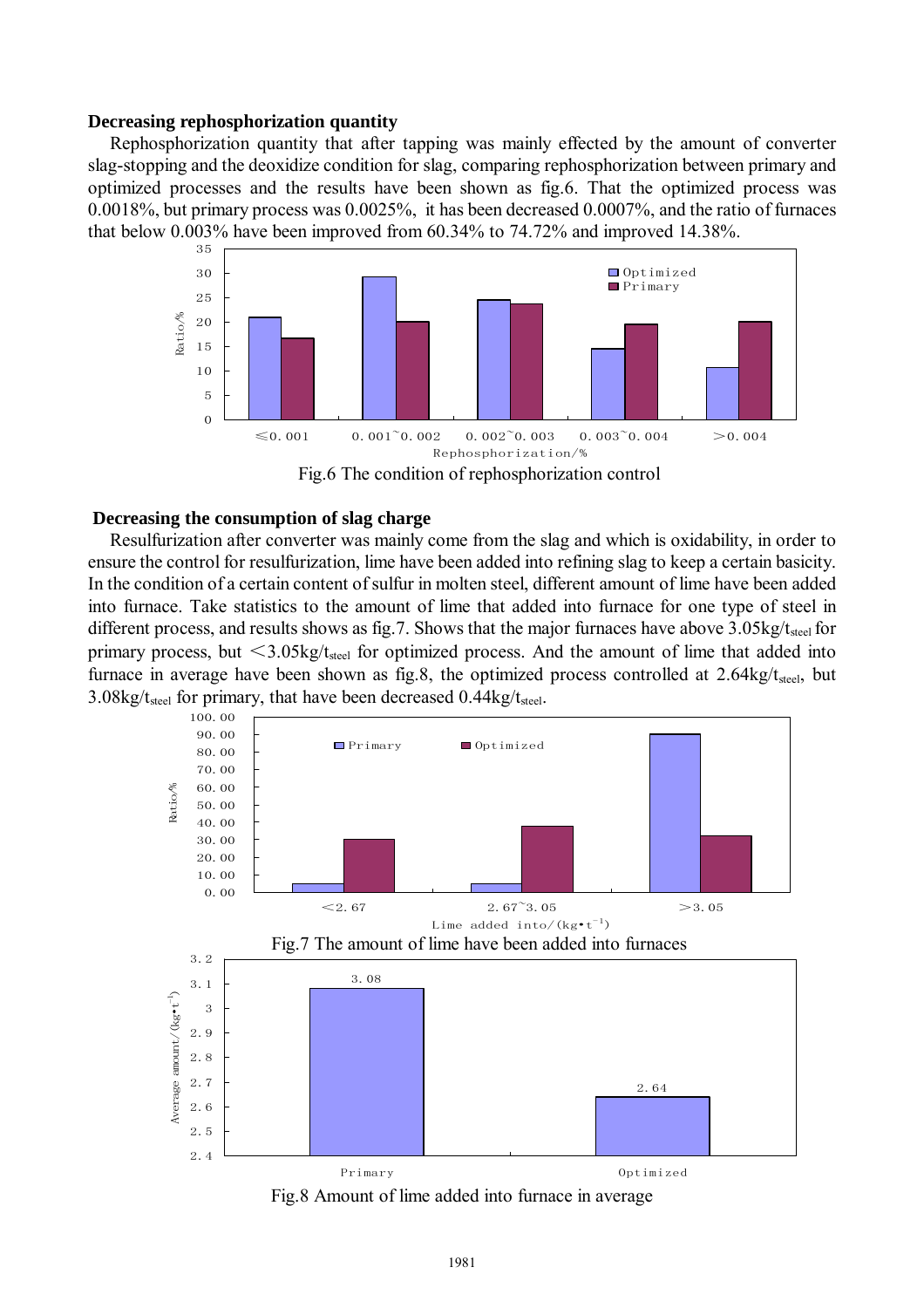**Decreasing rephosphorization quantity**

Rephosphorization quantity that after tapping was mainly effected by the amount of converter slag-stopping and the deoxidize condition for slag, comparing rephosphorization between primary and optimized processes and the results have been shown as fig.6. That the optimized process was 0.0018%, but primary process was 0.0025%, it has been decreased 0.0007%, and the ratio of furnaces that below 0.003% have been improved from 60.34% to 74.72% and improved 14.38%.

Fig.6 The condition of rephosphorization control

**Decreasing the consumption of slag charge**

Resulfurization after converter was mainly come from the slag and which is oxidability, in order to ensure the control for resulfurization, lime have been added into refining slag to keep a certain basicity. In the condition of a certain content of sulfur in molten steel, different amount of lime have been added into furnace. Take statistics to the amount of lime that added into furnace for one type of steel in different process, and results shows as fig.7. Shows that the major furnaces have above 3.05kg/$t_{steel}$ for primary process, but $<$3.05kg/$t_{steel}$ for optimized process. And the amount of lime that added into furnace in average have been shown as fig.8, the optimized process controlled at 2.64kg/$t_{steel}$, but 3.08kg/$t_{steel}$ for primary, that have been decreased 0.44kg/$t_{steel}$.

Fig.7 The amount of lime have been added into furnaces

Fig.8 Amount of lime added into furnace in average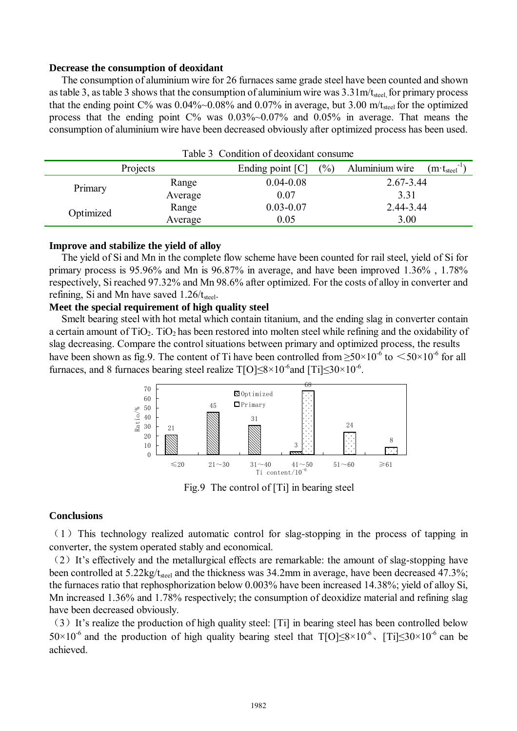**Decrease the consumption of deoxidant**

The consumption of aluminium wire for 26 furnaces same grade steel have been counted and shown as table 3, as table 3 shows that the consumption of aluminium wire was $3.31 m/t_{steel,}$ for primary process that the ending point C% was 0.04%~0.08% and 0.07% in average, but 3.00 $m/t_{steel}$ for the optimized process that the ending point C% was 0.03%~0.07% and 0.05% in average. That means the consumption of aluminium wire have been decreased obviously after optimized process has been used.

Table 3 Condition of deoxidant consume

| Projects | | Ending point [C] (%) | Aluminium wire $(m \cdot t_{steel}^{-1})$ |
|---|---|---|---|
| Primary | Range | 0.04-0.08 | 2.67-3.44 |
| | Average | 0.07 | 3.31 |
| Optimized | Range | 0.03-0.07 | 2.44-3.44 |
| | Average | 0.05 | 3.00 |

**Improve and stabilize the yield of alloy**

The yield of Si and Mn in the complete flow scheme have been counted for rail steel, yield of Si for primary process is 95.96% and Mn is 96.87% in average, and have been improved 1.36% , 1.78% respectively, Si reached 97.32% and Mn 98.6% after optimized. For the costs of alloy in converter and refining, Si and Mn have saved $1.26/t_{steel}$.

**Meet the special requirement of high quality steel**

Smelt bearing steel with hot metal which contain titanium, and the ending slag in converter contain a certain amount of $TiO_2$. $TiO_2$ has been restored into molten steel while refining and the oxidability of slag decreasing. Compare the control situations between primary and optimized process, the results have been shown as fig.9. The content of Ti have been controlled from $\geq 50\times10^{-6}$ to $<50\times10^{-6}$ for all furnaces, and 8 furnaces bearing steel realize $T[O]\leq 8\times10^{-6}$ and $[Ti]\leq 30\times10^{-6}$.

Fig.9 The control of [Ti] in bearing steel

**Conclusions**

(1) This technology realized automatic control for slag-stopping in the process of tapping in converter, the system operated stably and economical.

(2) It's effectively and the metallurgical effects are remarkable: the amount of slag-stopping have been controlled at $5.22 kg/t_{steel}$ and the thickness was 34.2mm in average, have been decreased 47.3%; the furnaces ratio that rephosphorization below 0.003% have been increased 14.38%; yield of alloy Si, Mn increased 1.36% and 1.78% respectively; the consumption of deoxidize material and refining slag have been decreased obviously.

(3) It's realize the production of high quality steel: [Ti] in bearing steel has been controlled below $50\times10^{-6}$ and the production of high quality bearing steel that $T[O]\leq 8\times10^{-6}$、$[Ti]\leq 30\times10^{-6}$ can be achieved.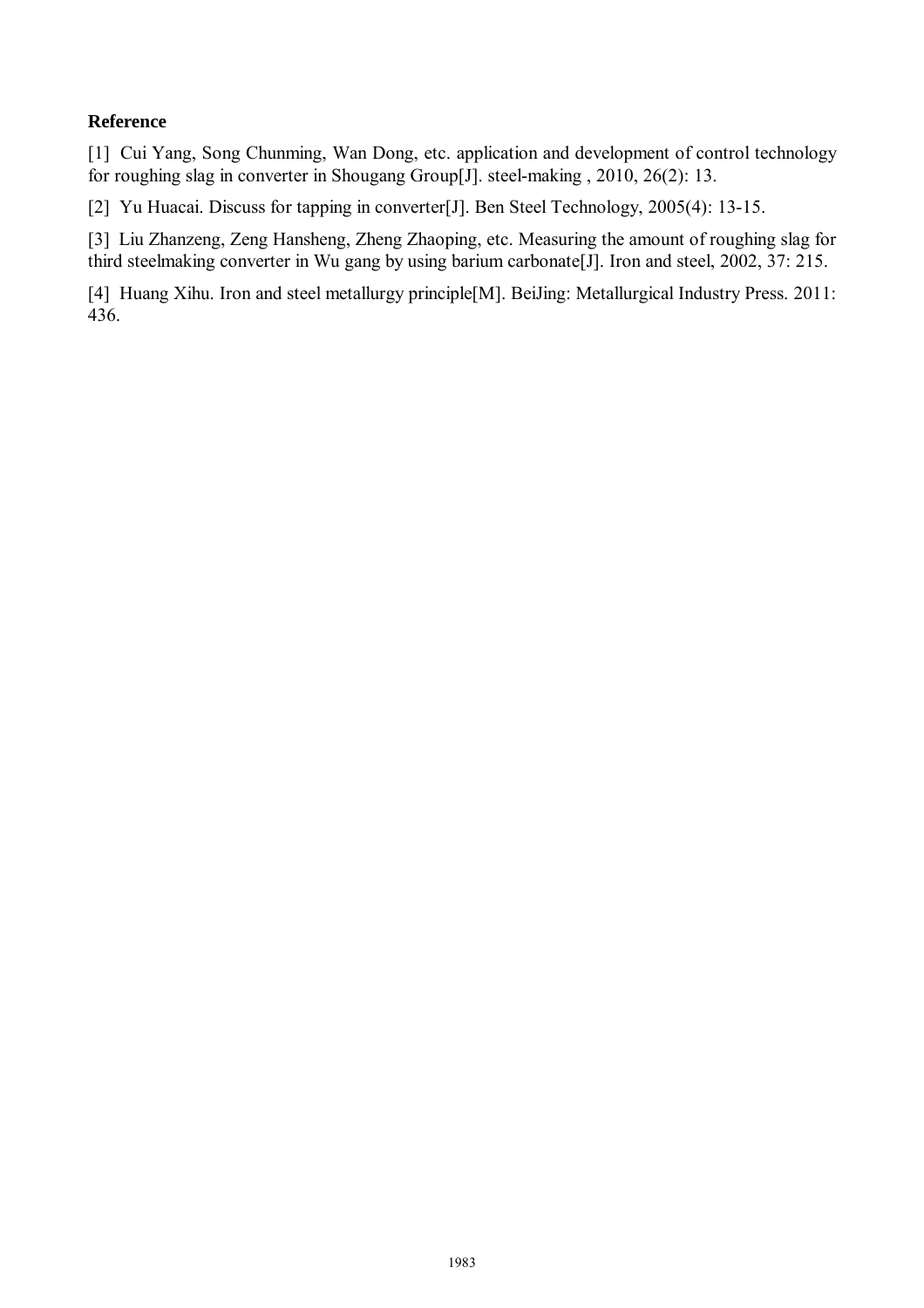**Reference**

[1] Cui Yang, Song Chunming, Wan Dong, etc. application and development of control technology for roughing slag in converter in Shougang Group[J]. steel-making , 2010, 26(2): 13.

[2] Yu Huacai. Discuss for tapping in converter[J]. Ben Steel Technology, 2005(4): 13-15.

[3] Liu Zhanzeng, Zeng Hansheng, Zheng Zhaoping, etc. Measuring the amount of roughing slag for third steelmaking converter in Wu gang by using barium carbonate[J]. Iron and steel, 2002, 37: 215.

[4] Huang Xihu. Iron and steel metallurgy principle[M]. BeiJing: Metallurgical Industry Press. 2011: 436.